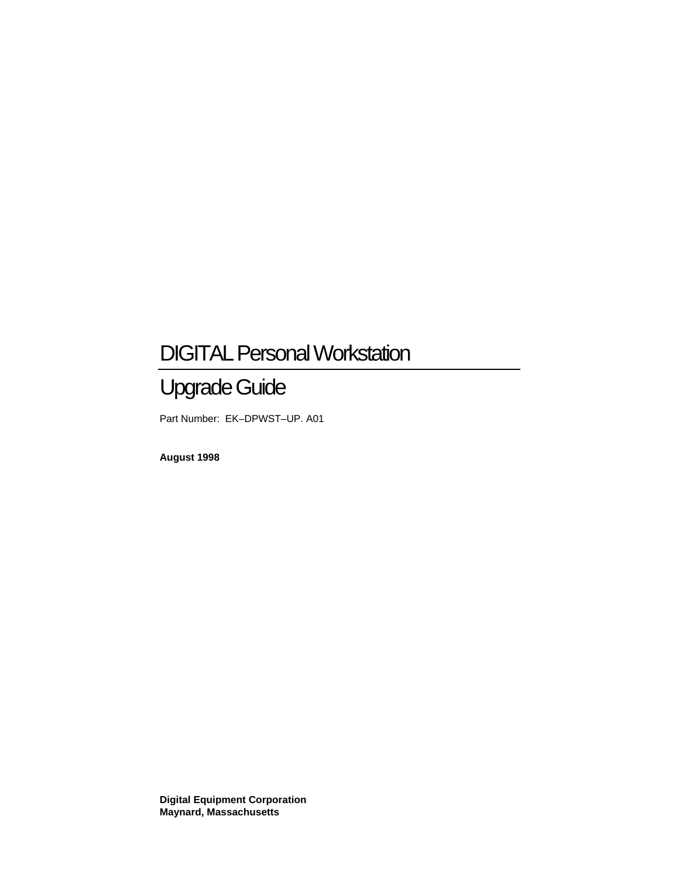# DIGITAL Personal Workstation

## Upgrade Guide

Part Number: EK–DPWST–UP. A01

**August 1998**

**Digital Equipment Corporation**
**Maynard, Massachusetts**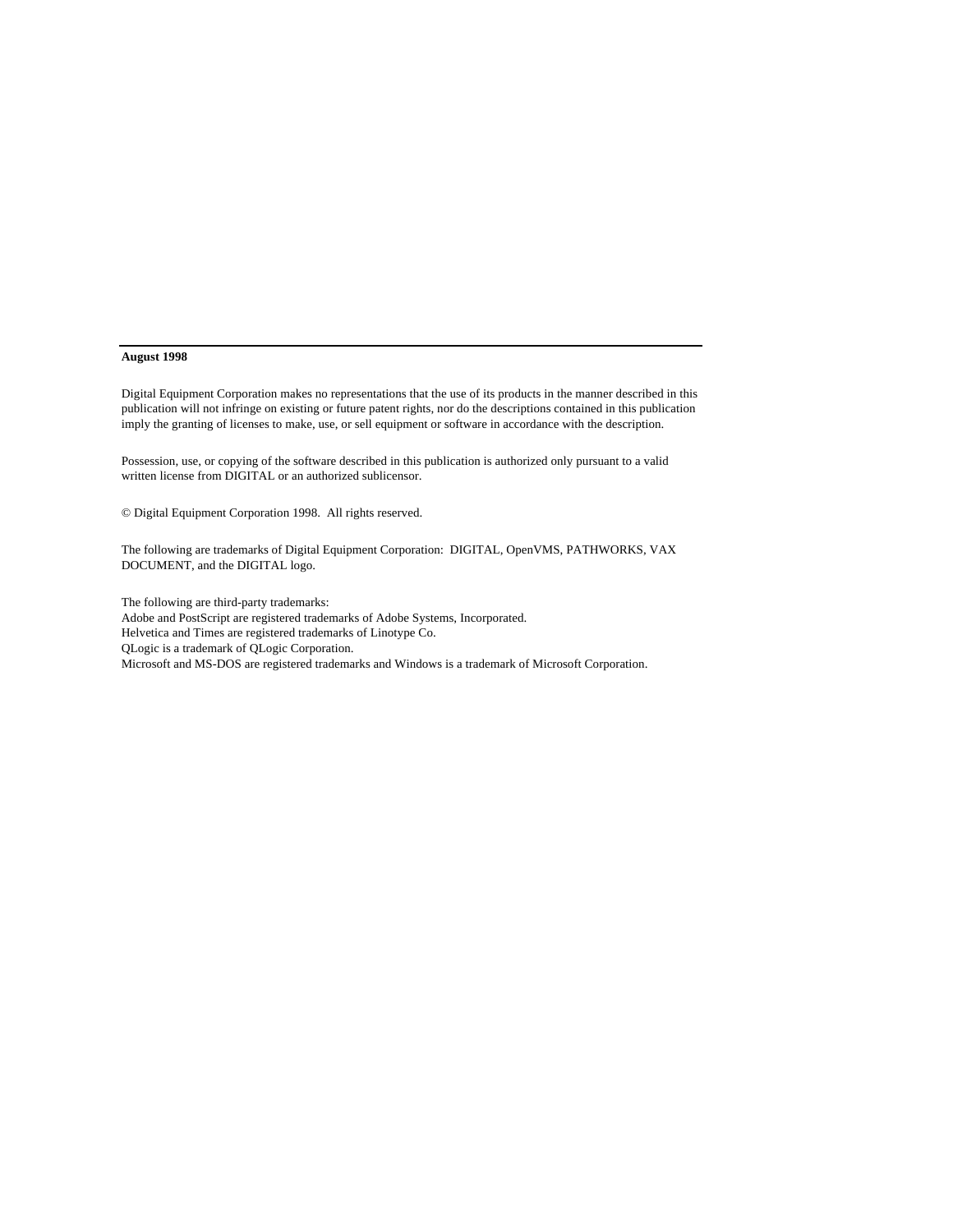---

**August 1998**

Digital Equipment Corporation makes no representations that the use of its products in the manner described in this publication will not infringe on existing or future patent rights, nor do the descriptions contained in this publication imply the granting of licenses to make, use, or sell equipment or software in accordance with the description.

Possession, use, or copying of the software described in this publication is authorized only pursuant to a valid written license from DIGITAL or an authorized sublicensor.

© Digital Equipment Corporation 1998. All rights reserved.

The following are trademarks of Digital Equipment Corporation: DIGITAL, OpenVMS, PATHWORKS, VAX DOCUMENT, and the DIGITAL logo.

The following are third-party trademarks:
Adobe and PostScript are registered trademarks of Adobe Systems, Incorporated.
Helvetica and Times are registered trademarks of Linotype Co.
QLogic is a trademark of QLogic Corporation.
Microsoft and MS-DOS are registered trademarks and Windows is a trademark of Microsoft Corporation.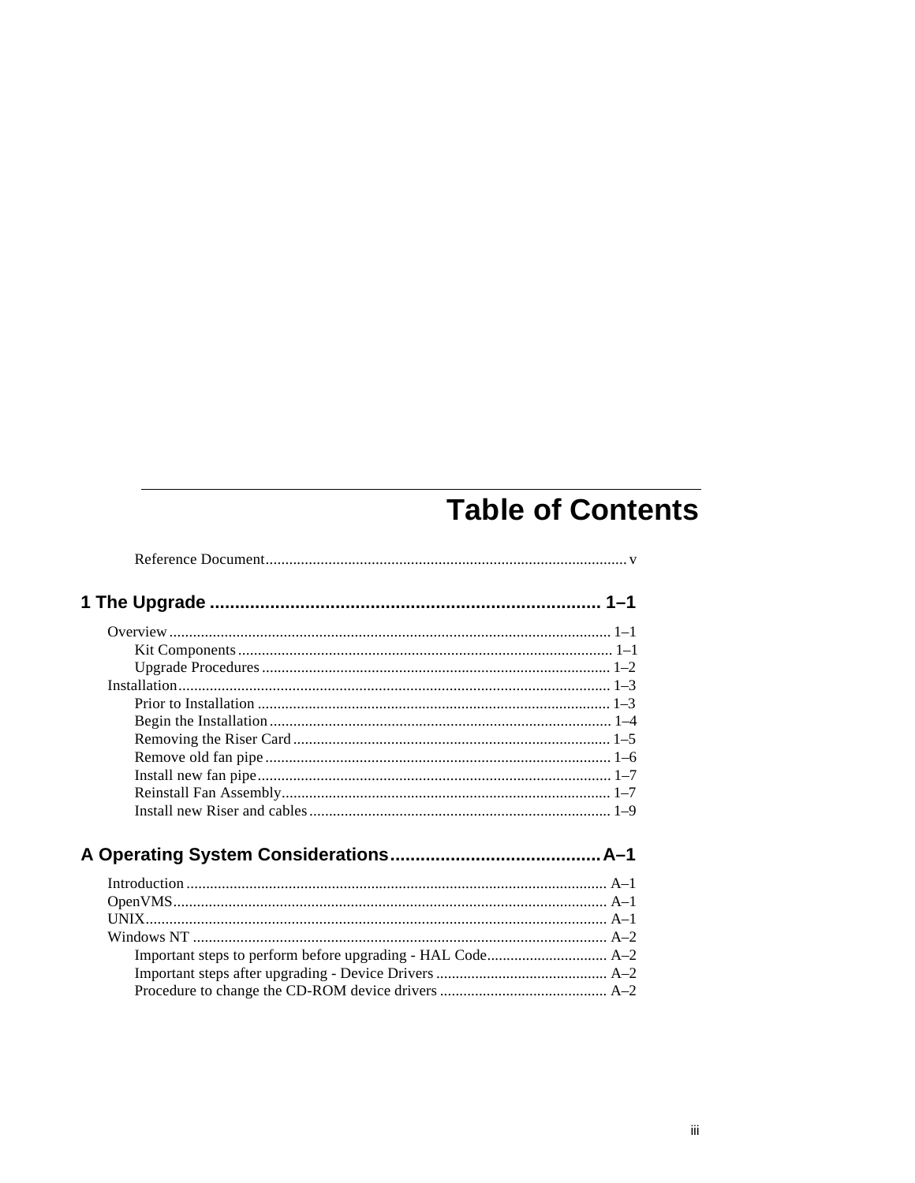# Table of Contents

Reference Document .......... v

**1 The Upgrade .......... 1–1**

Overview .......... 1–1
- Kit Components .......... 1–1
- Upgrade Procedures .......... 1–2

Installation .......... 1–3
- Prior to Installation .......... 1–3
- Begin the Installation .......... 1–4
- Removing the Riser Card .......... 1–5
- Remove old fan pipe .......... 1–6
- Install new fan pipe .......... 1–7
- Reinstall Fan Assembly .......... 1–7
- Install new Riser and cables .......... 1–9

**A Operating System Considerations .......... A–1**

Introduction .......... A–1

OpenVMS .......... A–1

UNIX .......... A–1

Windows NT .......... A–2
- Important steps to perform before upgrading - HAL Code .......... A–2
- Important steps after upgrading - Device Drivers .......... A–2
- Procedure to change the CD-ROM device drivers .......... A–2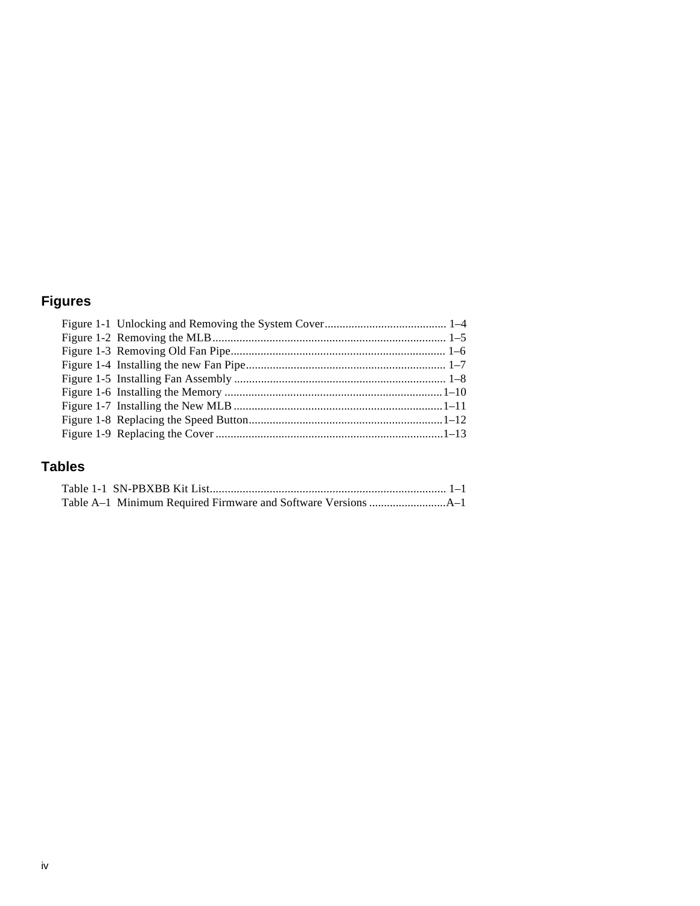## Figures

Figure 1-1 Unlocking and Removing the System Cover......................................... 1–4
Figure 1-2 Removing the MLB.............................................................................. 1–5
Figure 1-3 Removing Old Fan Pipe........................................................................ 1–6
Figure 1-4 Installing the new Fan Pipe................................................................... 1–7
Figure 1-5 Installing Fan Assembly ....................................................................... 1–8
Figure 1-6 Installing the Memory .........................................................................1–10
Figure 1-7 Installing the New MLB ......................................................................1–11
Figure 1-8 Replacing the Speed Button.................................................................1–12
Figure 1-9 Replacing the Cover ............................................................................1–13

## Tables

Table 1-1 SN-PBXBB Kit List............................................................................... 1–1
Table A–1 Minimum Required Firmware and Software Versions ..........................A–1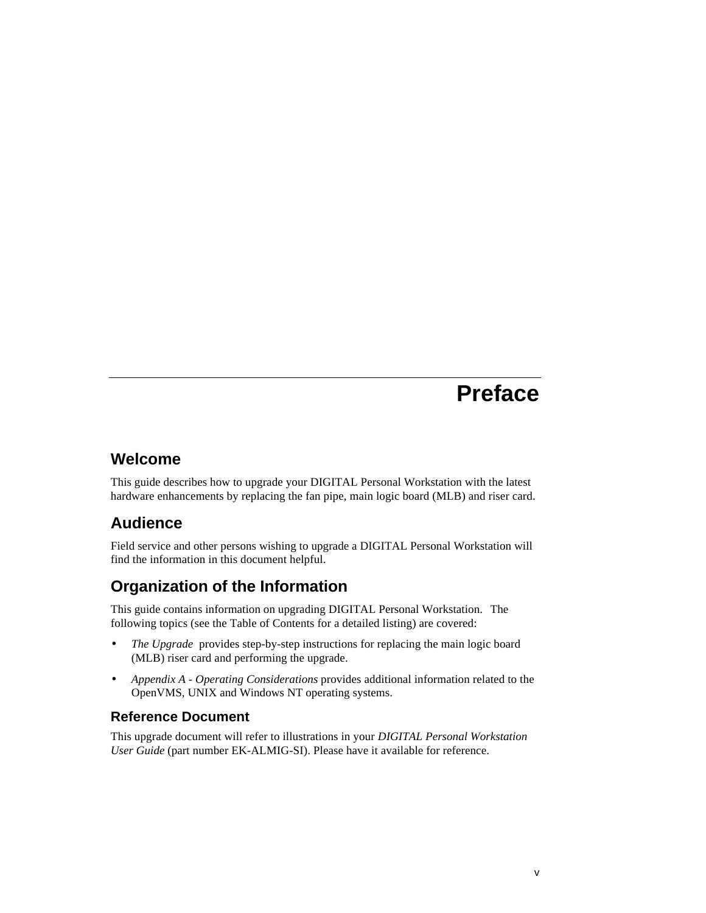# Preface

## Welcome

This guide describes how to upgrade your DIGITAL Personal Workstation with the latest hardware enhancements by replacing the fan pipe, main logic board (MLB) and riser card.

## Audience

Field service and other persons wishing to upgrade a DIGITAL Personal Workstation will find the information in this document helpful.

## Organization of the Information

This guide contains information on upgrading DIGITAL Personal Workstation. The following topics (see the Table of Contents for a detailed listing) are covered:

- *The Upgrade* provides step-by-step instructions for replacing the main logic board (MLB) riser card and performing the upgrade.
- *Appendix A - Operating Considerations* provides additional information related to the OpenVMS, UNIX and Windows NT operating systems.

### Reference Document

This upgrade document will refer to illustrations in your *DIGITAL Personal Workstation User Guide* (part number EK-ALMIG-SI). Please have it available for reference.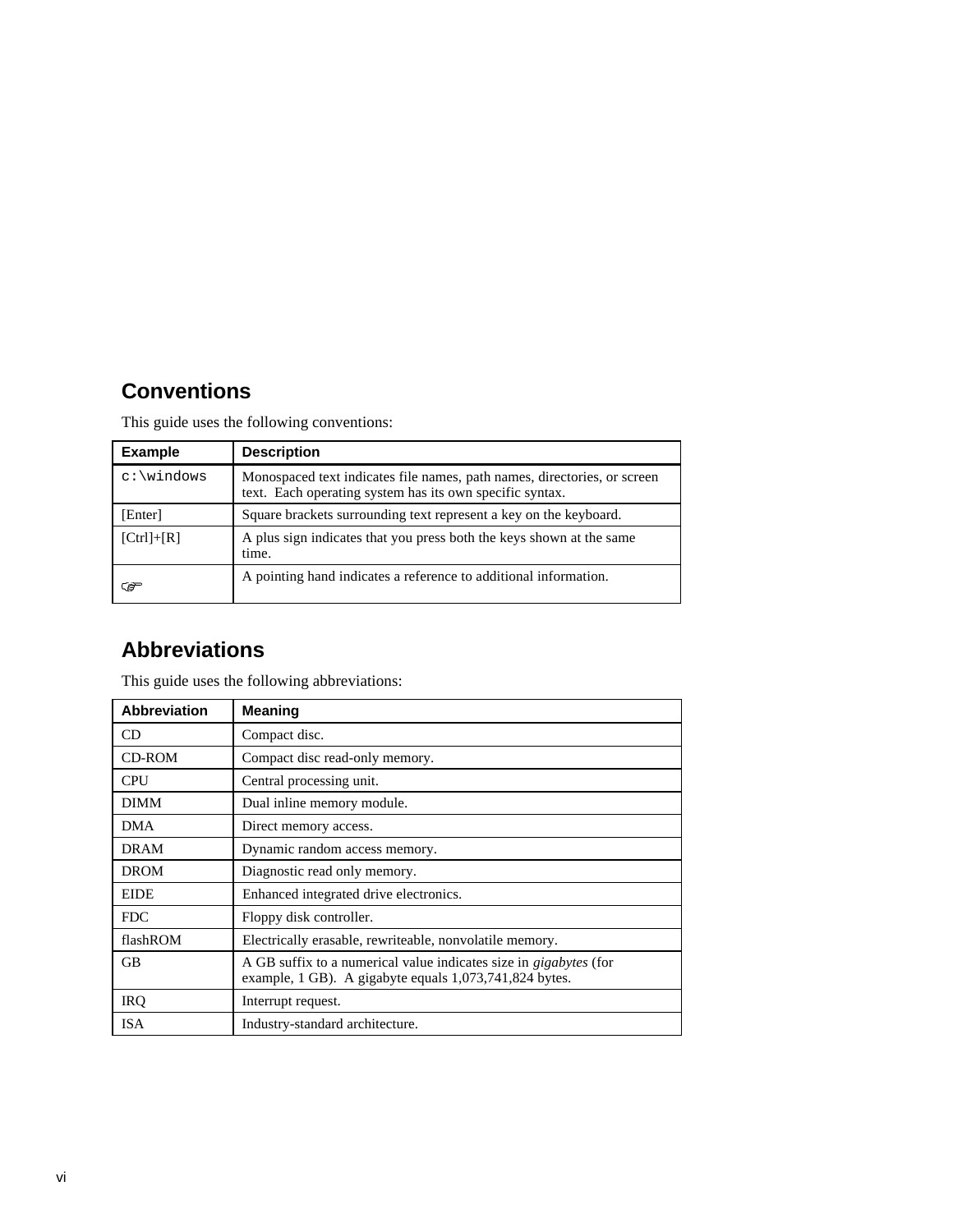## Conventions

This guide uses the following conventions:

| Example | Description |
| --- | --- |
| `c:\windows` | Monospaced text indicates file names, path names, directories, or screen text. Each operating system has its own specific syntax. |
| [Enter] | Square brackets surrounding text represent a key on the keyboard. |
| [Ctrl]+[R] | A plus sign indicates that you press both the keys shown at the same time. |
| ☞ | A pointing hand indicates a reference to additional information. |

## Abbreviations

This guide uses the following abbreviations:

| Abbreviation | Meaning |
| --- | --- |
| CD | Compact disc. |
| CD-ROM | Compact disc read-only memory. |
| CPU | Central processing unit. |
| DIMM | Dual inline memory module. |
| DMA | Direct memory access. |
| DRAM | Dynamic random access memory. |
| DROM | Diagnostic read only memory. |
| EIDE | Enhanced integrated drive electronics. |
| FDC | Floppy disk controller. |
| flashROM | Electrically erasable, rewriteable, nonvolatile memory. |
| GB | A GB suffix to a numerical value indicates size in *gigabytes* (for example, 1 GB). A gigabyte equals 1,073,741,824 bytes. |
| IRQ | Interrupt request. |
| ISA | Industry-standard architecture. |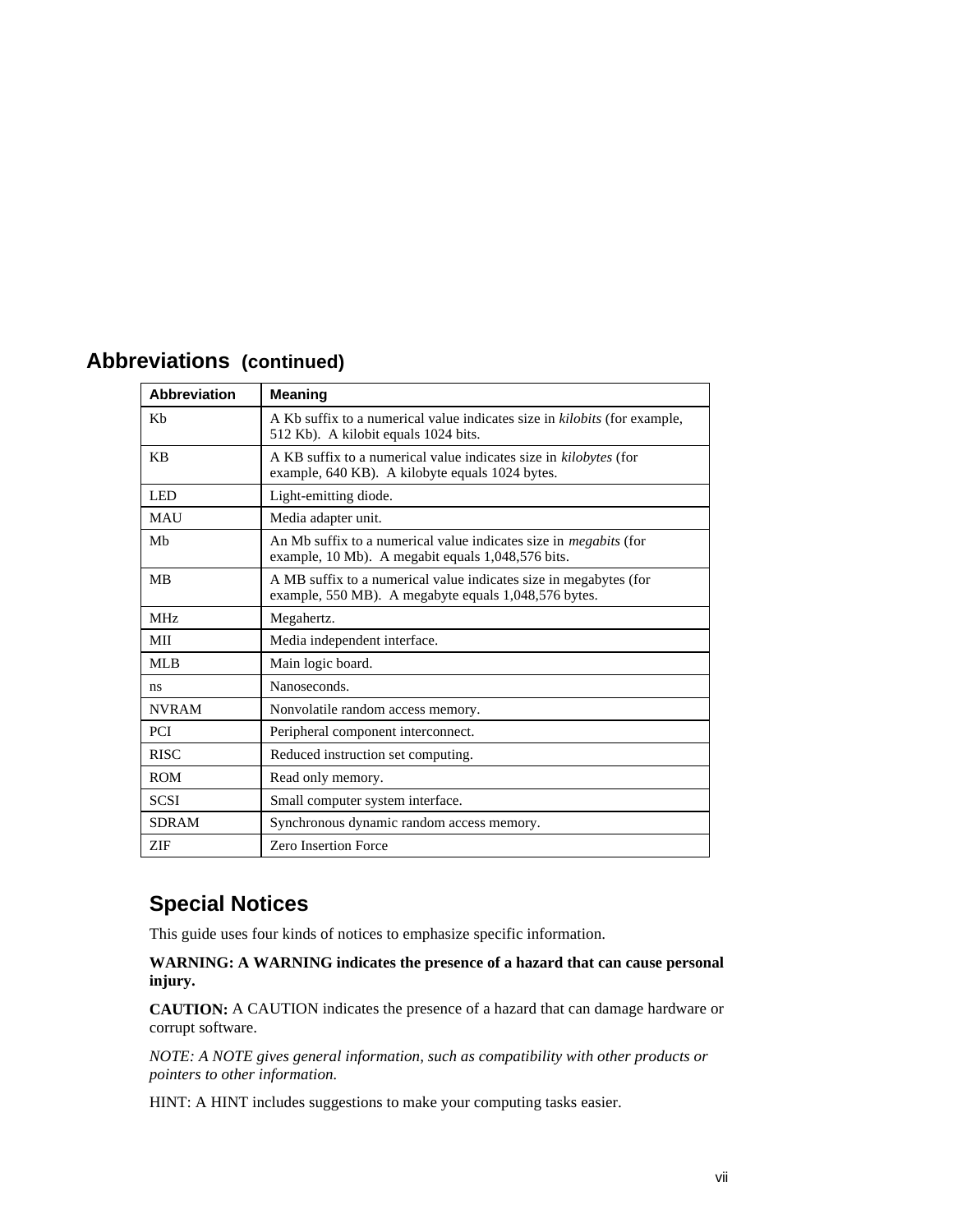## Abbreviations (continued)

| Abbreviation | Meaning |
|---|---|
| Kb | A Kb suffix to a numerical value indicates size in *kilobits* (for example, 512 Kb). A kilobit equals 1024 bits. |
| KB | A KB suffix to a numerical value indicates size in *kilobytes* (for example, 640 KB). A kilobyte equals 1024 bytes. |
| LED | Light-emitting diode. |
| MAU | Media adapter unit. |
| Mb | An Mb suffix to a numerical value indicates size in *megabits* (for example, 10 Mb). A megabit equals 1,048,576 bits. |
| MB | A MB suffix to a numerical value indicates size in megabytes (for example, 550 MB). A megabyte equals 1,048,576 bytes. |
| MHz | Megahertz. |
| MII | Media independent interface. |
| MLB | Main logic board. |
| ns | Nanoseconds. |
| NVRAM | Nonvolatile random access memory. |
| PCI | Peripheral component interconnect. |
| RISC | Reduced instruction set computing. |
| ROM | Read only memory. |
| SCSI | Small computer system interface. |
| SDRAM | Synchronous dynamic random access memory. |
| ZIF | Zero Insertion Force |

## Special Notices

This guide uses four kinds of notices to emphasize specific information.

**WARNING: A WARNING indicates the presence of a hazard that can cause personal injury.**

**CAUTION:** A CAUTION indicates the presence of a hazard that can damage hardware or corrupt software.

*NOTE: A NOTE gives general information, such as compatibility with other products or pointers to other information.*

HINT: A HINT includes suggestions to make your computing tasks easier.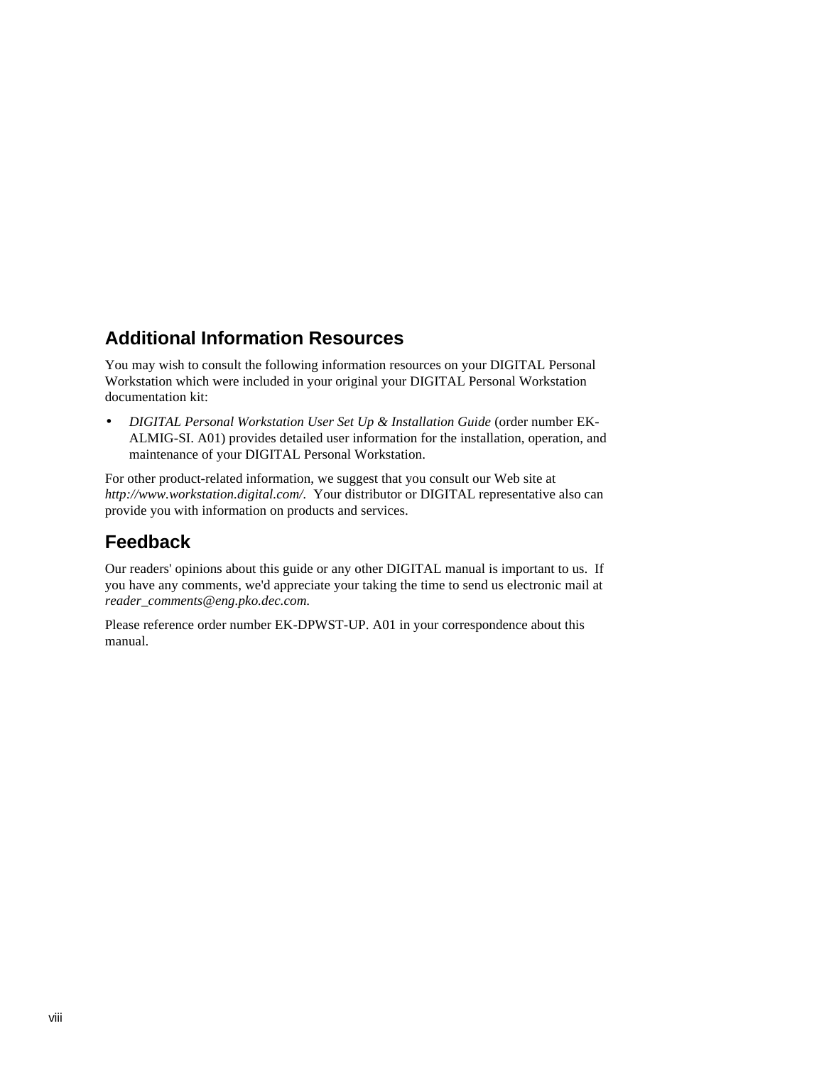## Additional Information Resources

You may wish to consult the following information resources on your DIGITAL Personal Workstation which were included in your original your DIGITAL Personal Workstation documentation kit:

- *DIGITAL Personal Workstation User Set Up & Installation Guide* (order number EK-ALMIG-SI. A01) provides detailed user information for the installation, operation, and maintenance of your DIGITAL Personal Workstation.

For other product-related information, we suggest that you consult our Web site at *http://www.workstation.digital.com/*. Your distributor or DIGITAL representative also can provide you with information on products and services.

## Feedback

Our readers' opinions about this guide or any other DIGITAL manual is important to us. If you have any comments, we'd appreciate your taking the time to send us electronic mail at *reader_comments@eng.pko.dec.com.*

Please reference order number EK-DPWST-UP. A01 in your correspondence about this manual.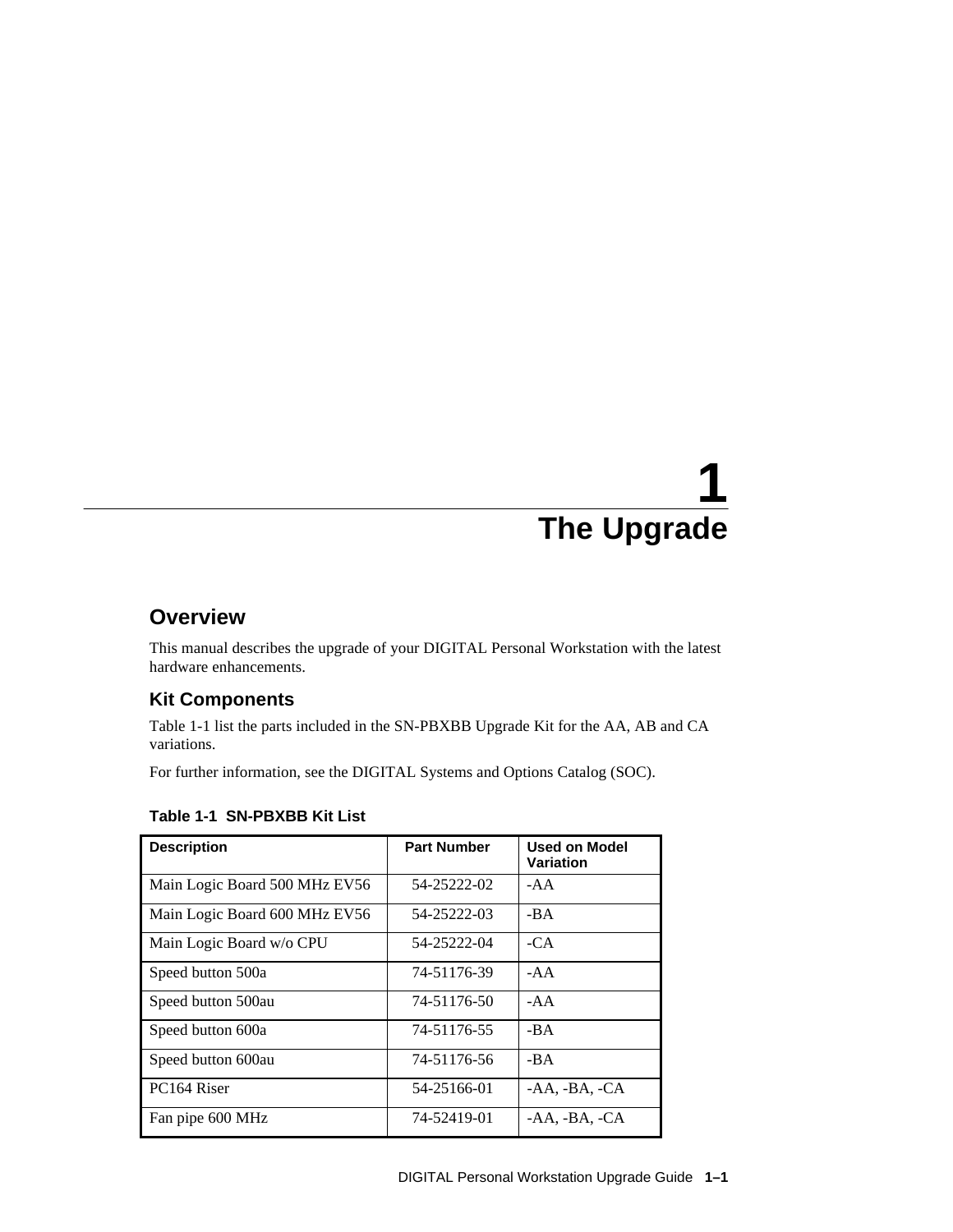# 1 The Upgrade

## Overview

This manual describes the upgrade of your DIGITAL Personal Workstation with the latest hardware enhancements.

### Kit Components

Table 1-1 list the parts included in the SN-PBXBB Upgrade Kit for the AA, AB and CA variations.

For further information, see the DIGITAL Systems and Options Catalog (SOC).

**Table 1-1 SN-PBXBB Kit List**

| Description | Part Number | Used on Model Variation |
|---|---|---|
| Main Logic Board 500 MHz EV56 | 54-25222-02 | -AA |
| Main Logic Board 600 MHz EV56 | 54-25222-03 | -BA |
| Main Logic Board w/o CPU | 54-25222-04 | -CA |
| Speed button 500a | 74-51176-39 | -AA |
| Speed button 500au | 74-51176-50 | -AA |
| Speed button 600a | 74-51176-55 | -BA |
| Speed button 600au | 74-51176-56 | -BA |
| PC164 Riser | 54-25166-01 | -AA, -BA, -CA |
| Fan pipe 600 MHz | 74-52419-01 | -AA, -BA, -CA |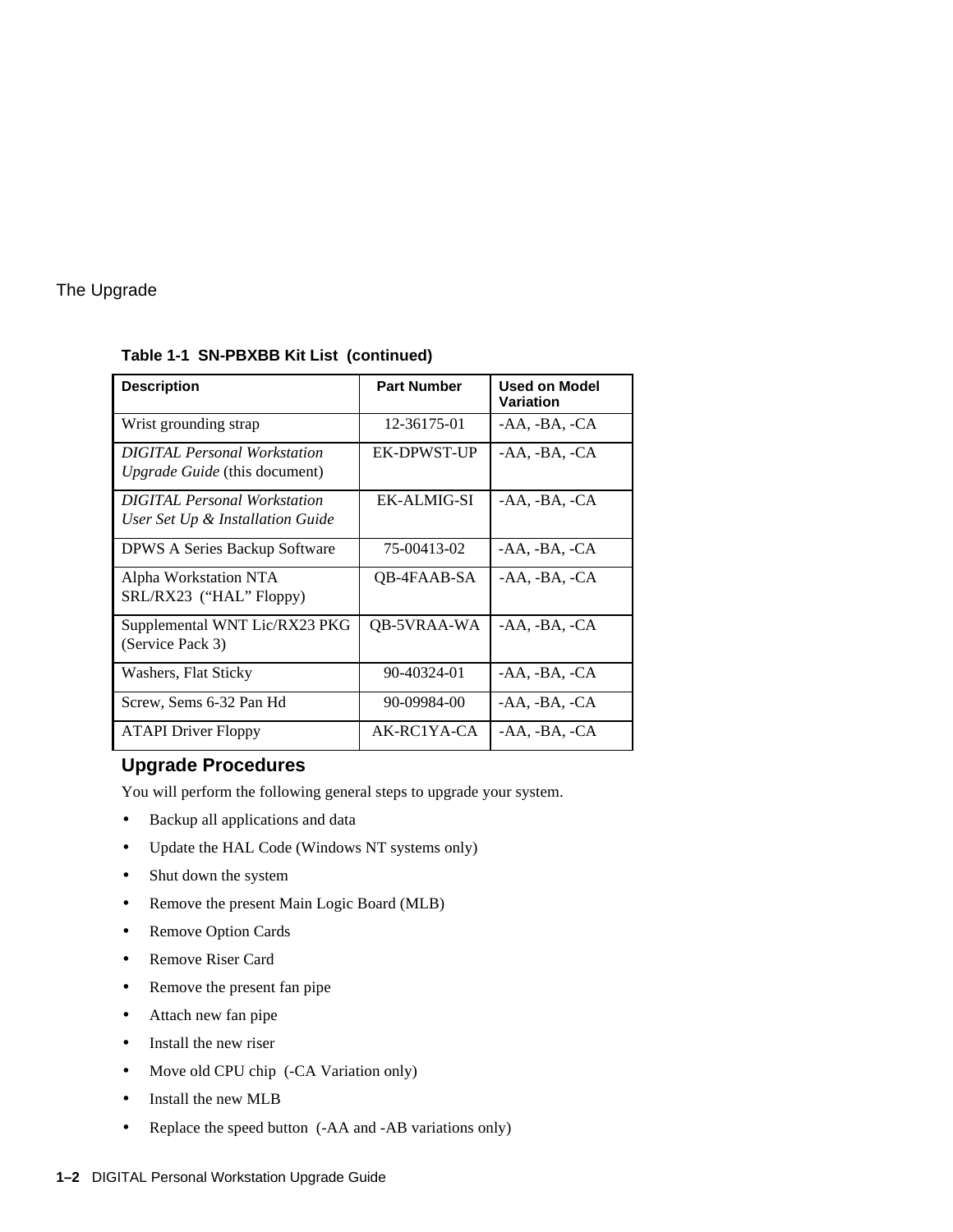**Table 1-1 SN-PBXBB Kit List (continued)**

| Description | Part Number | Used on Model Variation |
|---|---|---|
| Wrist grounding strap | 12-36175-01 | -AA, -BA, -CA |
| *DIGITAL Personal Workstation Upgrade Guide* (this document) | EK-DPWST-UP | -AA, -BA, -CA |
| *DIGITAL Personal Workstation User Set Up & Installation Guide* | EK-ALMIG-SI | -AA, -BA, -CA |
| DPWS A Series Backup Software | 75-00413-02 | -AA, -BA, -CA |
| Alpha Workstation NTA SRL/RX23 (“HAL” Floppy) | QB-4FAAB-SA | -AA, -BA, -CA |
| Supplemental WNT Lic/RX23 PKG (Service Pack 3) | QB-5VRAA-WA | -AA, -BA, -CA |
| Washers, Flat Sticky | 90-40324-01 | -AA, -BA, -CA |
| Screw, Sems 6-32 Pan Hd | 90-09984-00 | -AA, -BA, -CA |
| ATAPI Driver Floppy | AK-RC1YA-CA | -AA, -BA, -CA |

## Upgrade Procedures

You will perform the following general steps to upgrade your system.

- Backup all applications and data
- Update the HAL Code (Windows NT systems only)
- Shut down the system
- Remove the present Main Logic Board (MLB)
- Remove Option Cards
- Remove Riser Card
- Remove the present fan pipe
- Attach new fan pipe
- Install the new riser
- Move old CPU chip (-CA Variation only)
- Install the new MLB
- Replace the speed button (-AA and -AB variations only)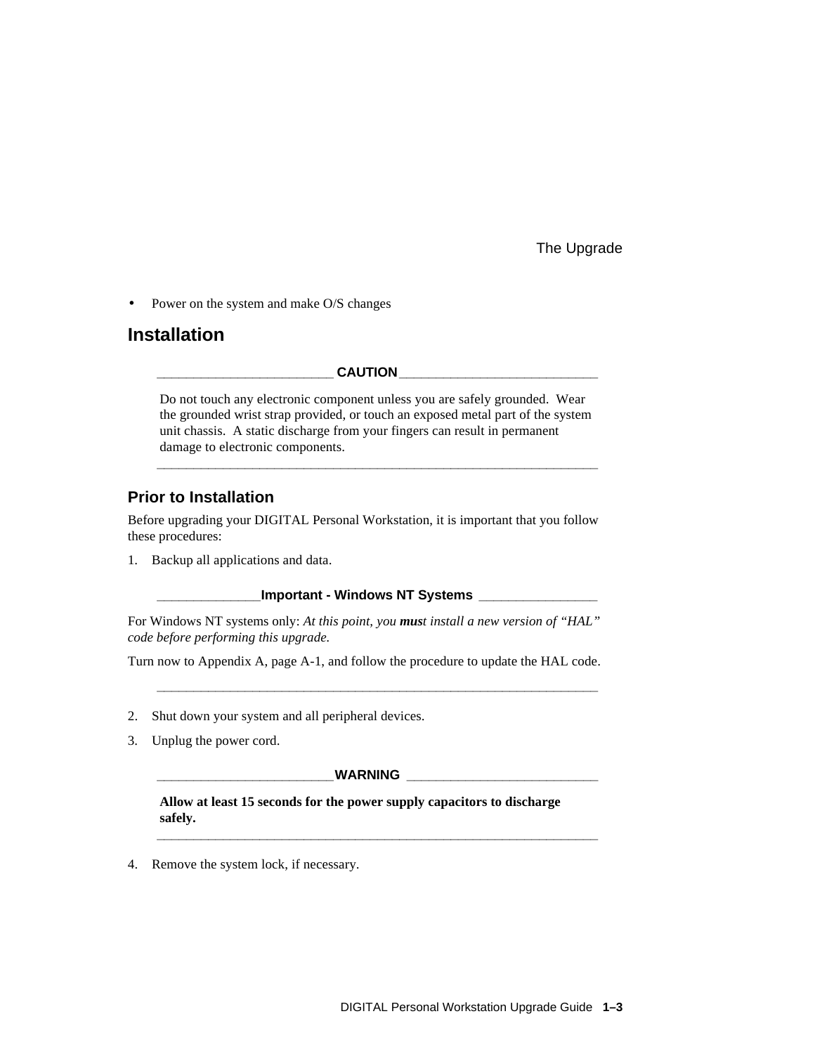- Power on the system and make O/S changes

## Installation

**CAUTION**

Do not touch any electronic component unless you are safely grounded. Wear the grounded wrist strap provided, or touch an exposed metal part of the system unit chassis. A static discharge from your fingers can result in permanent damage to electronic components.

---

### Prior to Installation

Before upgrading your DIGITAL Personal Workstation, it is important that you follow these procedures:

1. Backup all applications and data.

**Important - Windows NT Systems**

For Windows NT systems only: *At this point, you **mus**t install a new version of "HAL" code before performing this upgrade.*

Turn now to Appendix A, page A-1, and follow the procedure to update the HAL code.

---

2. Shut down your system and all peripheral devices.
3. Unplug the power cord.

**WARNING**

**Allow at least 15 seconds for the power supply capacitors to discharge safely.**

---

4. Remove the system lock, if necessary.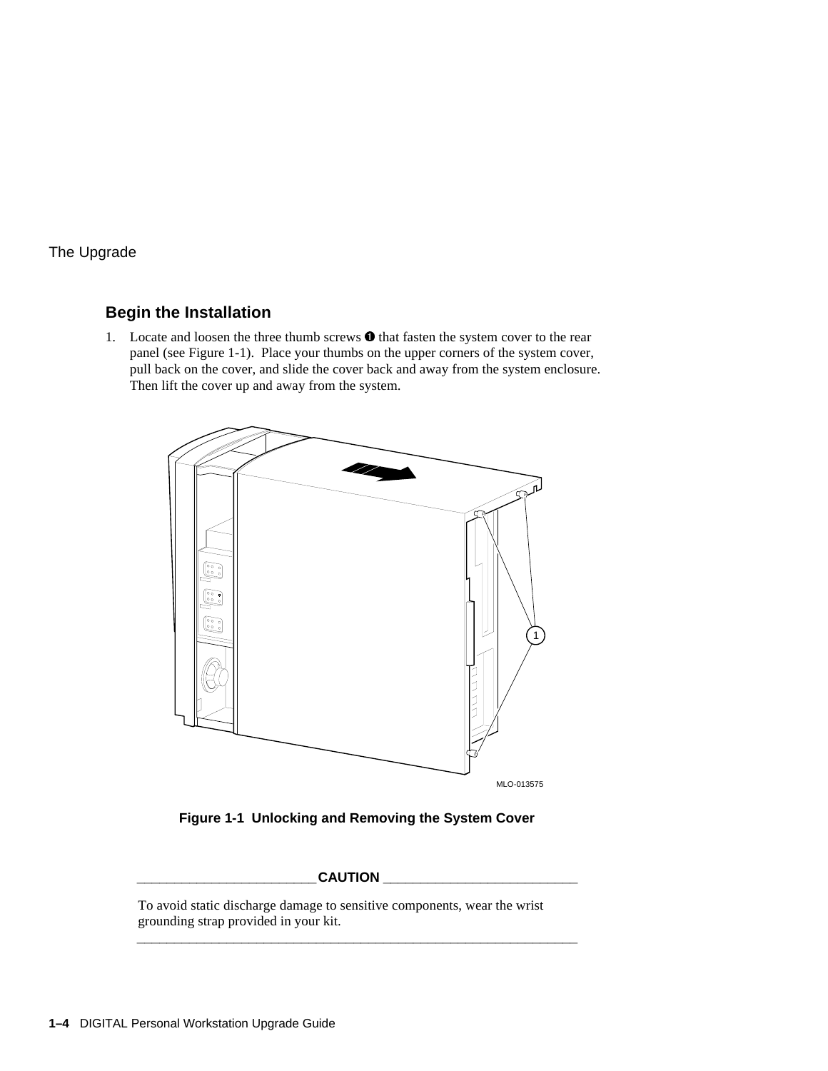## Begin the Installation

1. Locate and loosen the three thumb screws ❶ that fasten the system cover to the rear panel (see Figure 1-1). Place your thumbs on the upper corners of the system cover, pull back on the cover, and slide the cover back and away from the system enclosure. Then lift the cover up and away from the system.

**Figure 1-1 Unlocking and Removing the System Cover**

**CAUTION**

To avoid static discharge damage to sensitive components, wear the wrist grounding strap provided in your kit.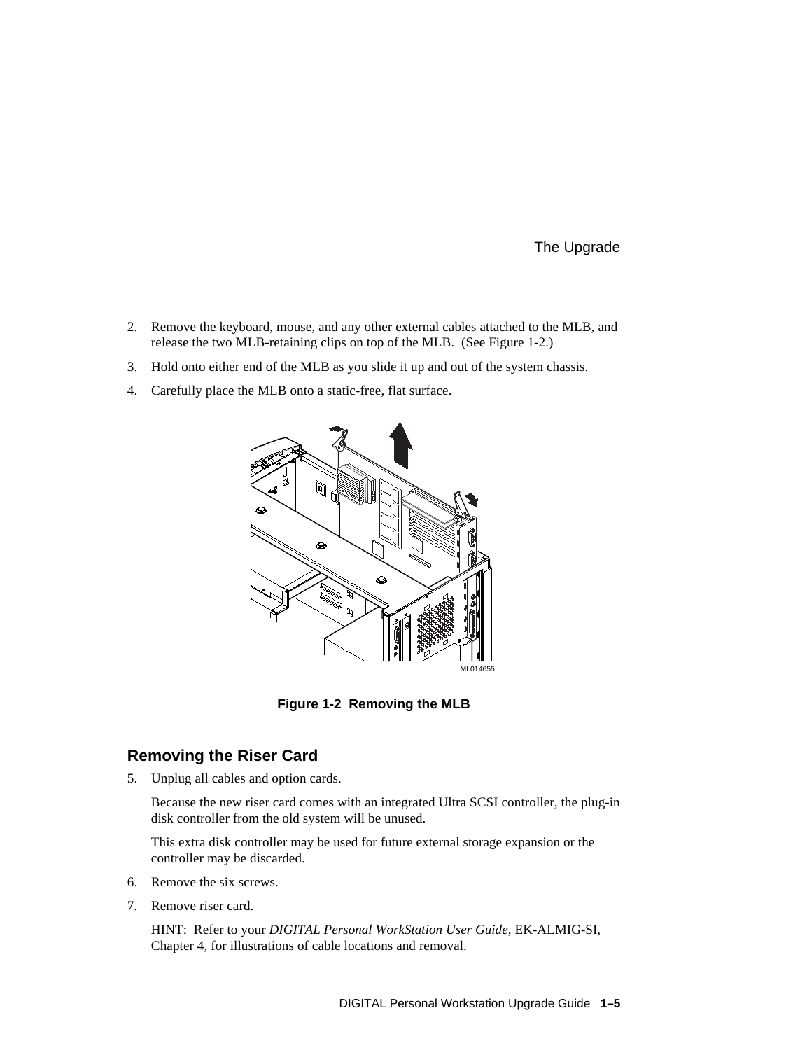2. Remove the keyboard, mouse, and any other external cables attached to the MLB, and release the two MLB-retaining clips on top of the MLB. (See Figure 1-2.)
3. Hold onto either end of the MLB as you slide it up and out of the system chassis.
4. Carefully place the MLB onto a static-free, flat surface.

**Figure 1-2 Removing the MLB**

## Removing the Riser Card

5. Unplug all cables and option cards.

   Because the new riser card comes with an integrated Ultra SCSI controller, the plug-in disk controller from the old system will be unused.

   This extra disk controller may be used for future external storage expansion or the controller may be discarded.

6. Remove the six screws.
7. Remove riser card.

   HINT: Refer to your *DIGITAL Personal WorkStation User Guide*, EK-ALMIG-SI, Chapter 4, for illustrations of cable locations and removal.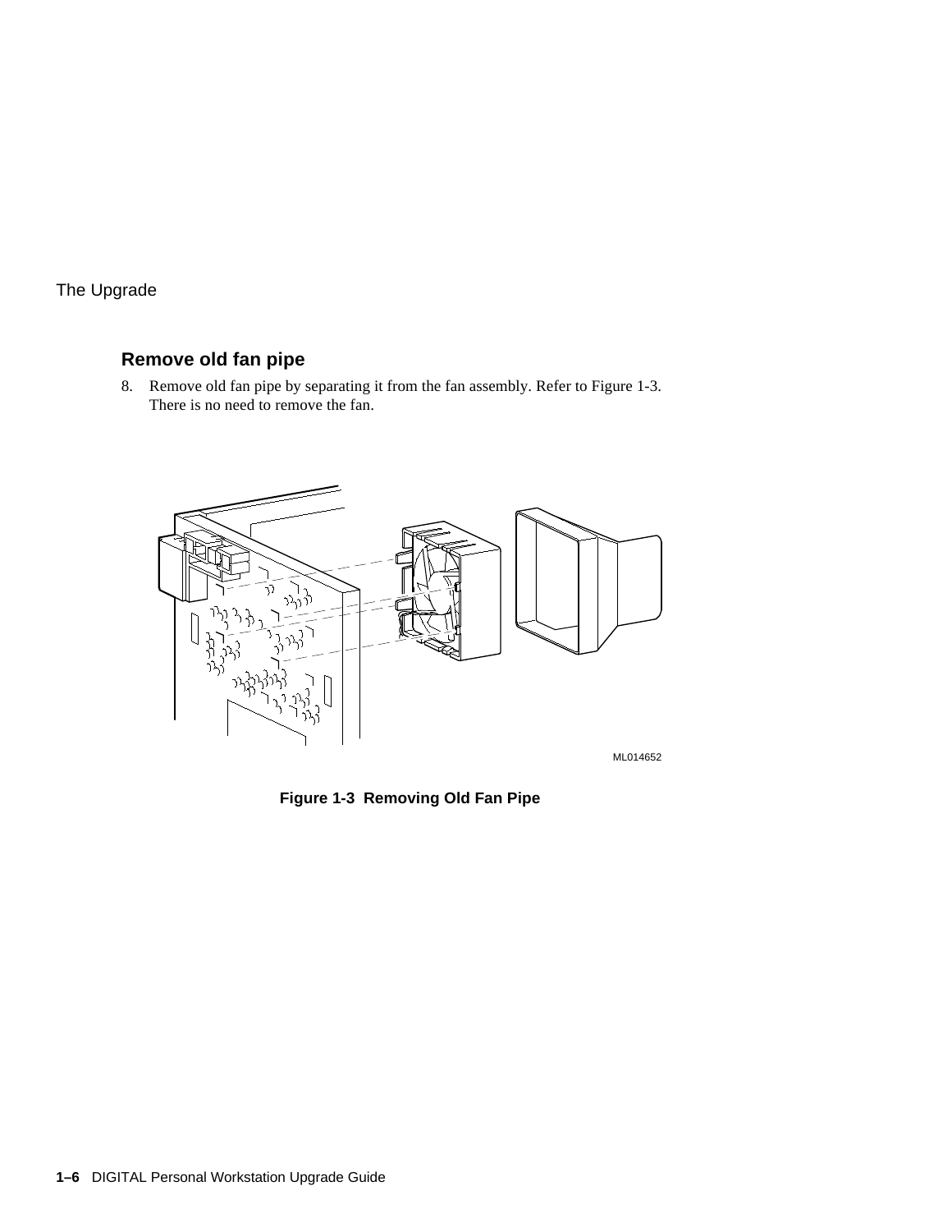## Remove old fan pipe

8. Remove old fan pipe by separating it from the fan assembly. Refer to Figure 1-3. There is no need to remove the fan.

ML014652

**Figure 1-3 Removing Old Fan Pipe**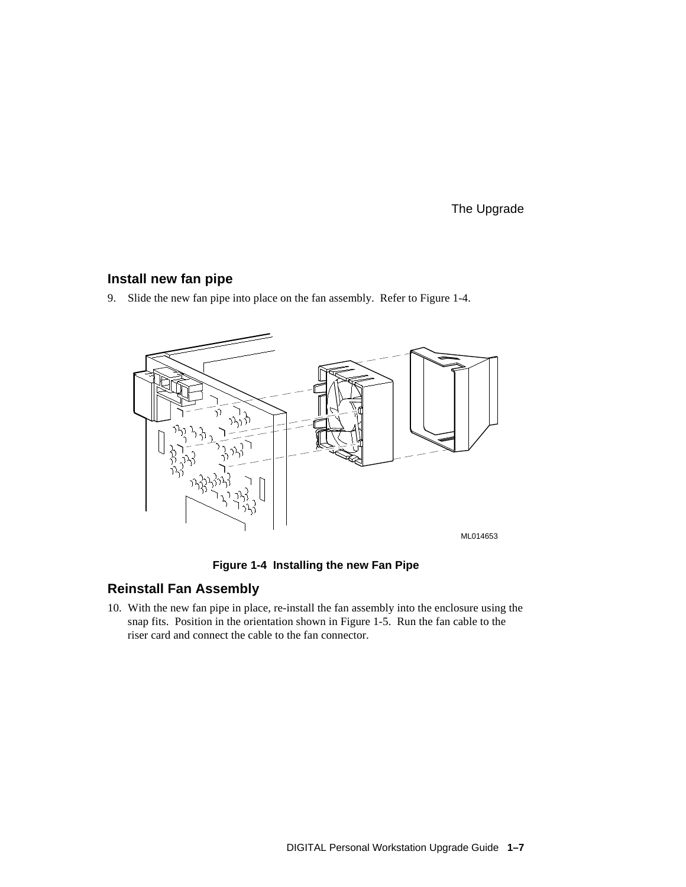## Install new fan pipe

9. Slide the new fan pipe into place on the fan assembly. Refer to Figure 1-4.

ML014653

**Figure 1-4 Installing the new Fan Pipe**

## Reinstall Fan Assembly

10. With the new fan pipe in place, re-install the fan assembly into the enclosure using the snap fits. Position in the orientation shown in Figure 1-5. Run the fan cable to the riser card and connect the cable to the fan connector.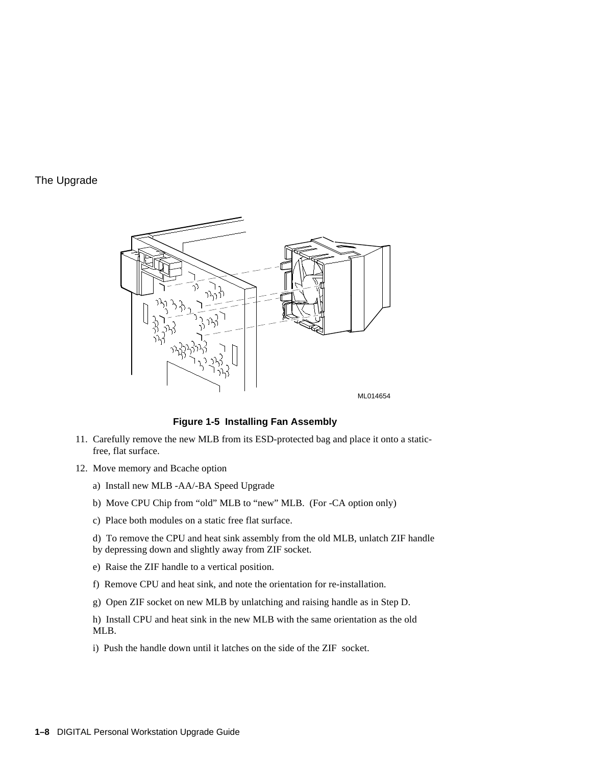ML014654

**Figure 1-5 Installing Fan Assembly**

11. Carefully remove the new MLB from its ESD-protected bag and place it onto a static-free, flat surface.
12. Move memory and Bcache option

    a) Install new MLB -AA/-BA Speed Upgrade

    b) Move CPU Chip from “old” MLB to “new” MLB. (For -CA option only)

    c) Place both modules on a static free flat surface.

    d) To remove the CPU and heat sink assembly from the old MLB, unlatch ZIF handle by depressing down and slightly away from ZIF socket.

    e) Raise the ZIF handle to a vertical position.

    f) Remove CPU and heat sink, and note the orientation for re-installation.

    g) Open ZIF socket on new MLB by unlatching and raising handle as in Step D.

    h) Install CPU and heat sink in the new MLB with the same orientation as the old MLB.

    i) Push the handle down until it latches on the side of the ZIF socket.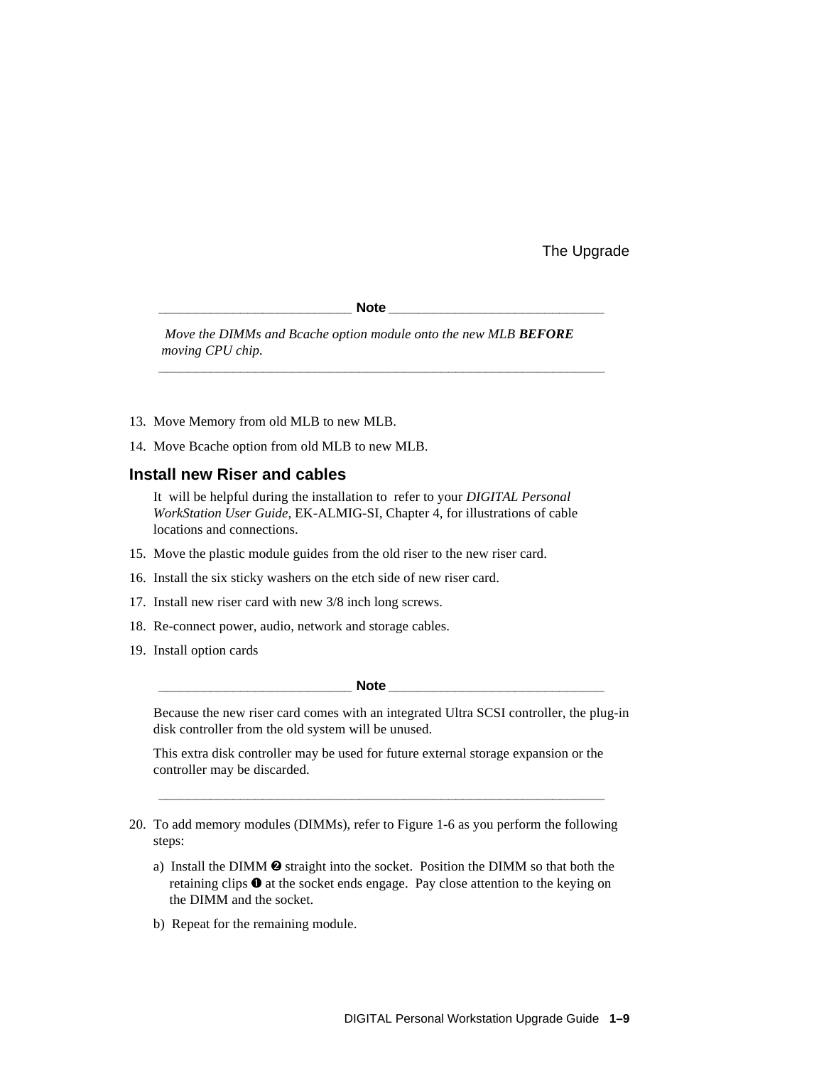**Note**

*Move the DIMMs and Bcache option module onto the new MLB* ***BEFORE*** *moving CPU chip.*

---

13. Move Memory from old MLB to new MLB.
14. Move Bcache option from old MLB to new MLB.

## Install new Riser and cables

It will be helpful during the installation to refer to your *DIGITAL Personal WorkStation User Guide*, EK-ALMIG-SI, Chapter 4, for illustrations of cable locations and connections.

15. Move the plastic module guides from the old riser to the new riser card.
16. Install the six sticky washers on the etch side of new riser card.
17. Install new riser card with new 3/8 inch long screws.
18. Re-connect power, audio, network and storage cables.
19. Install option cards

**Note**

Because the new riser card comes with an integrated Ultra SCSI controller, the plug-in disk controller from the old system will be unused.

This extra disk controller may be used for future external storage expansion or the controller may be discarded.

---

20. To add memory modules (DIMMs), refer to Figure 1-6 as you perform the following steps:

    a) Install the DIMM ❷ straight into the socket. Position the DIMM so that both the retaining clips ❶ at the socket ends engage. Pay close attention to the keying on the DIMM and the socket.

    b) Repeat for the remaining module.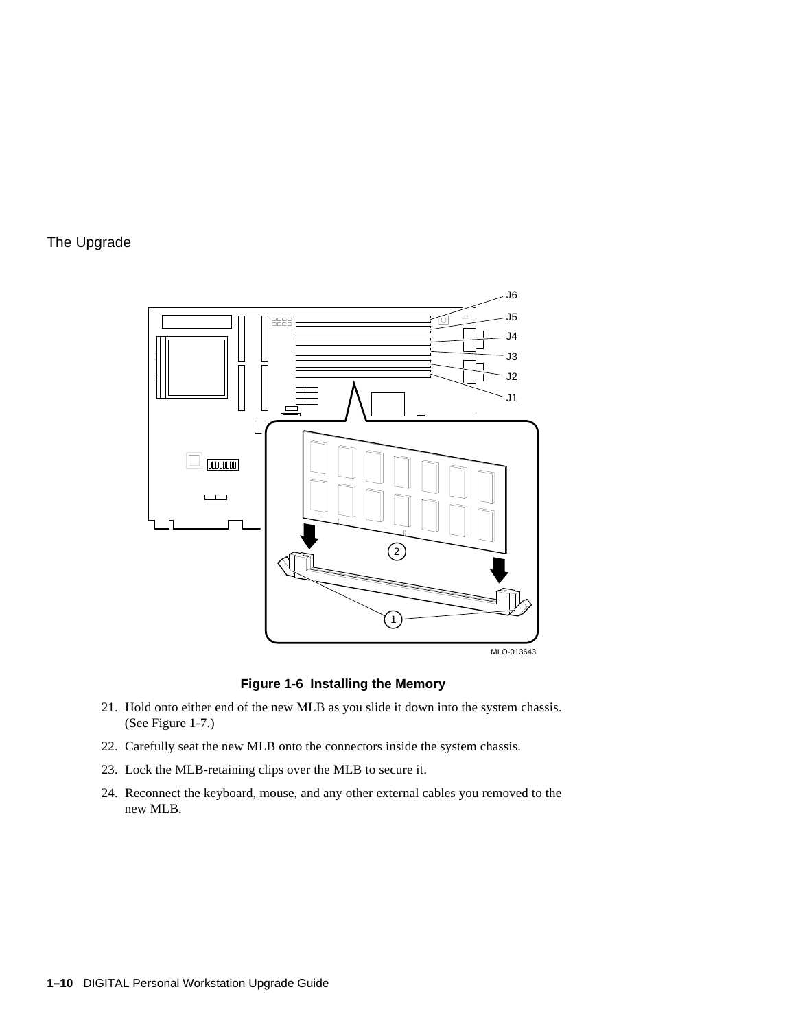**Figure 1-6 Installing the Memory**

21. Hold onto either end of the new MLB as you slide it down into the system chassis. (See Figure 1-7.)
22. Carefully seat the new MLB onto the connectors inside the system chassis.
23. Lock the MLB-retaining clips over the MLB to secure it.
24. Reconnect the keyboard, mouse, and any other external cables you removed to the new MLB.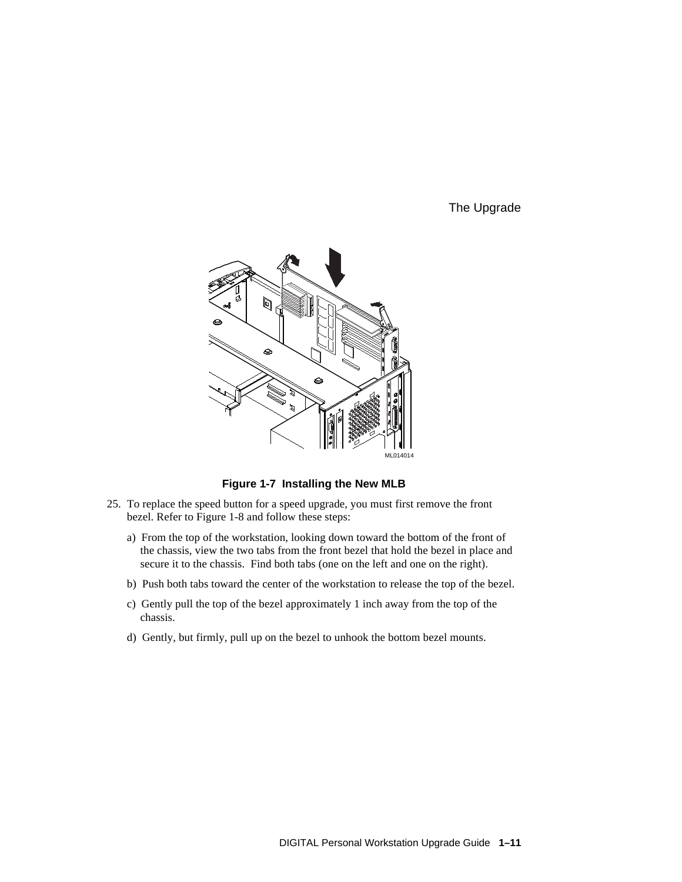**Figure 1-7 Installing the New MLB**

25. To replace the speed button for a speed upgrade, you must first remove the front bezel. Refer to Figure 1-8 and follow these steps:

    a) From the top of the workstation, looking down toward the bottom of the front of the chassis, view the two tabs from the front bezel that hold the bezel in place and secure it to the chassis. Find both tabs (one on the left and one on the right).

    b) Push both tabs toward the center of the workstation to release the top of the bezel.

    c) Gently pull the top of the bezel approximately 1 inch away from the top of the chassis.

    d) Gently, but firmly, pull up on the bezel to unhook the bottom bezel mounts.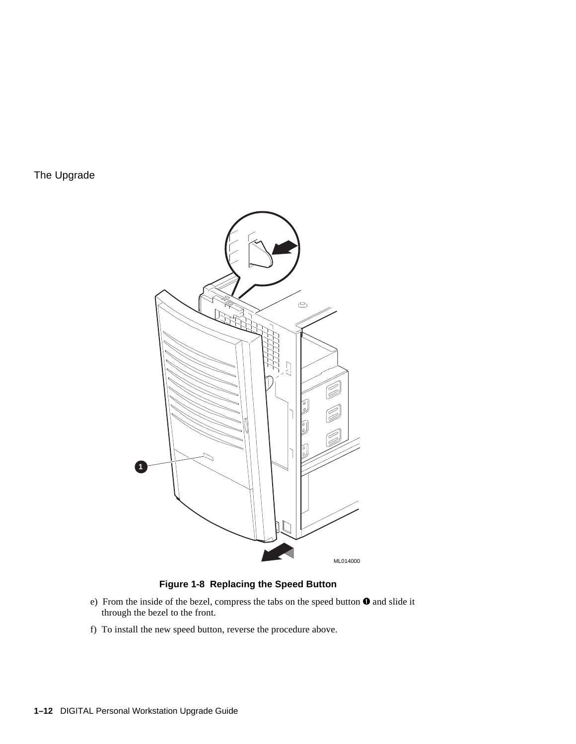**Figure 1-8 Replacing the Speed Button**

e) From the inside of the bezel, compress the tabs on the speed button ❶ and slide it through the bezel to the front.

f) To install the new speed button, reverse the procedure above.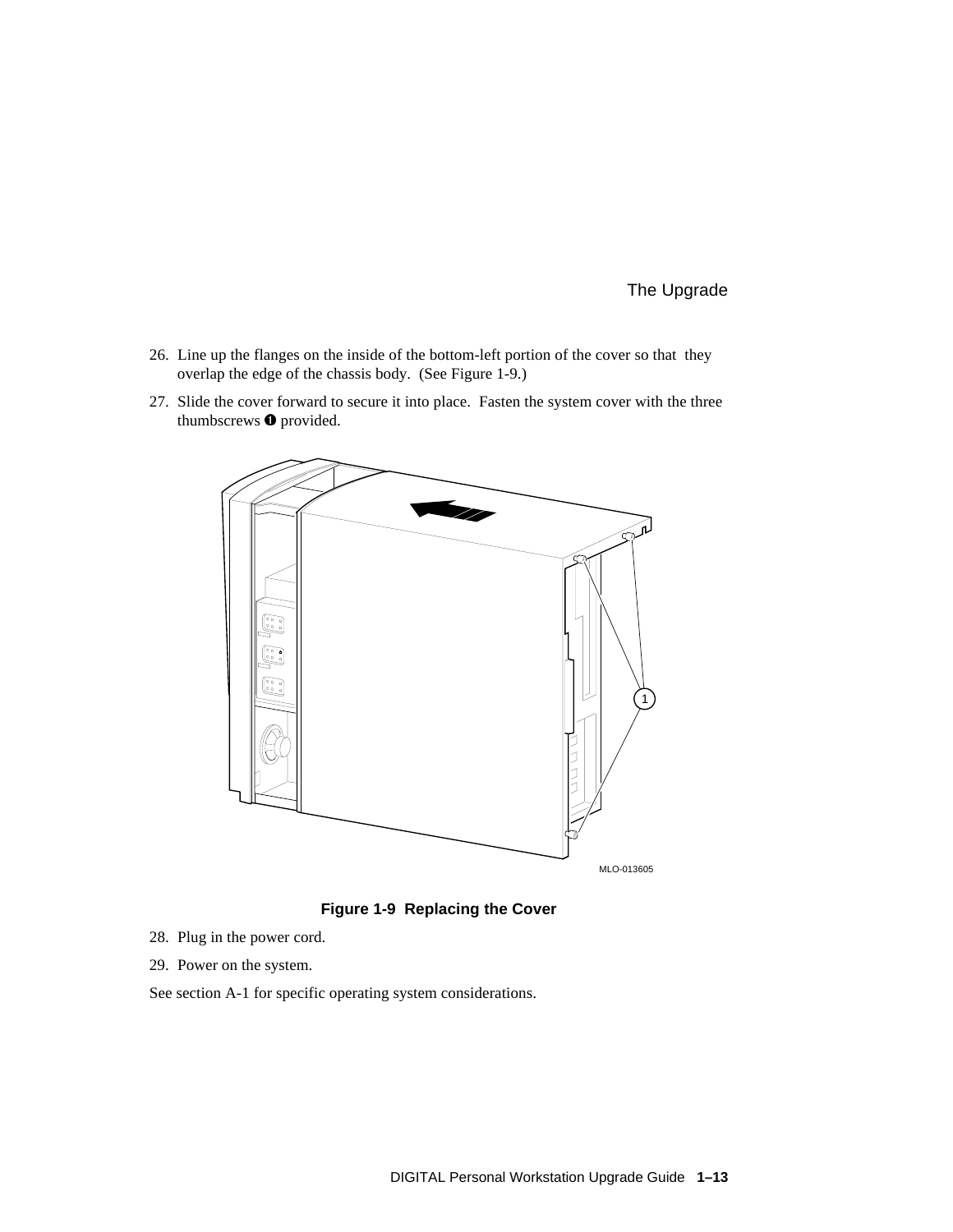26. Line up the flanges on the inside of the bottom-left portion of the cover so that they overlap the edge of the chassis body. (See Figure 1-9.)
27. Slide the cover forward to secure it into place. Fasten the system cover with the three thumbscrews ❶ provided.

**Figure 1-9 Replacing the Cover**

28. Plug in the power cord.
29. Power on the system.

See section A-1 for specific operating system considerations.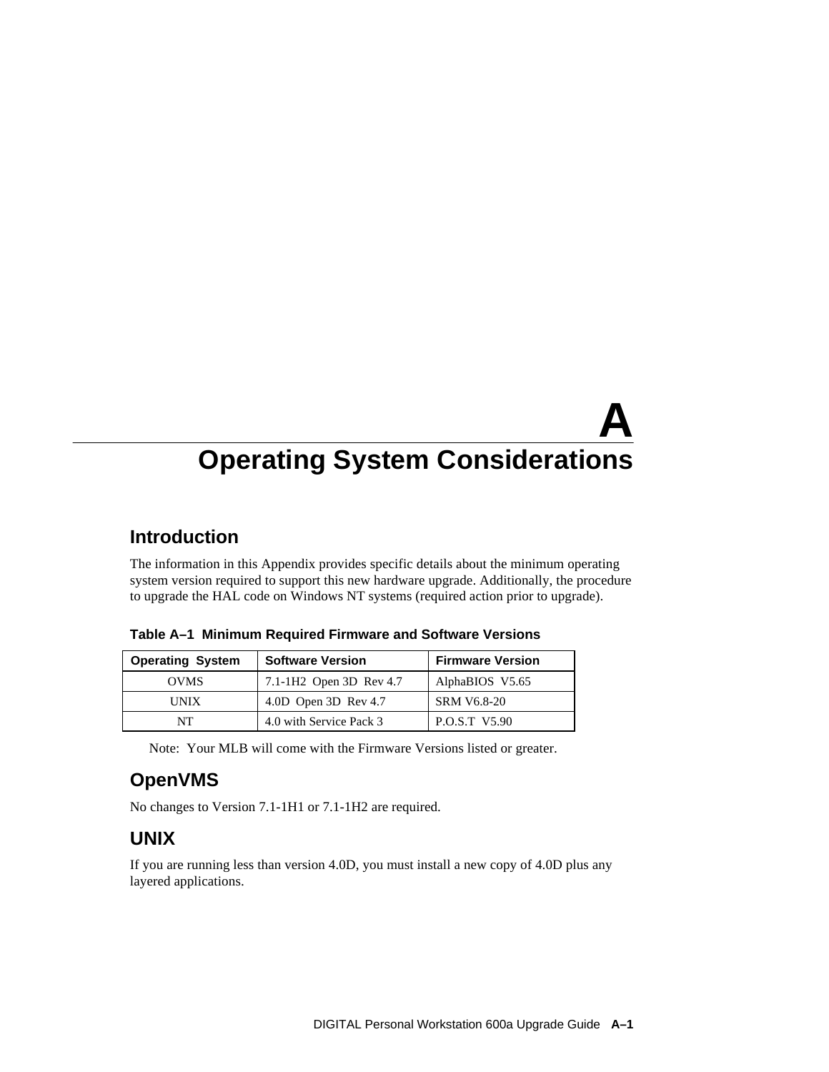# A
# Operating System Considerations

## Introduction

The information in this Appendix provides specific details about the minimum operating system version required to support this new hardware upgrade. Additionally, the procedure to upgrade the HAL code on Windows NT systems (required action prior to upgrade).

**Table A–1 Minimum Required Firmware and Software Versions**

| Operating System | Software Version | Firmware Version |
|---|---|---|
| OVMS | 7.1-1H2 Open 3D Rev 4.7 | AlphaBIOS V5.65 |
| UNIX | 4.0D Open 3D Rev 4.7 | SRM V6.8-20 |
| NT | 4.0 with Service Pack 3 | P.O.S.T V5.90 |

Note: Your MLB will come with the Firmware Versions listed or greater.

## OpenVMS

No changes to Version 7.1-1H1 or 7.1-1H2 are required.

## UNIX

If you are running less than version 4.0D, you must install a new copy of 4.0D plus any layered applications.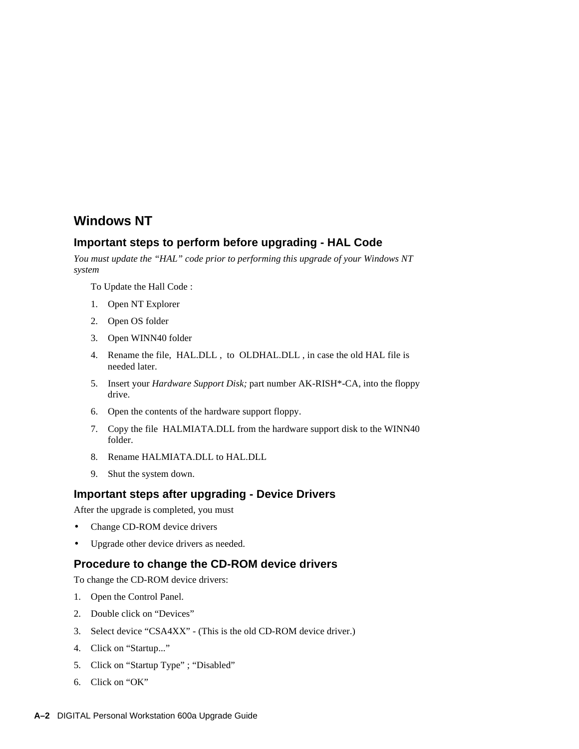## Windows NT

### Important steps to perform before upgrading - HAL Code

*You must update the "HAL" code prior to performing this upgrade of your Windows NT system*

To Update the Hall Code :

1. Open NT Explorer
2. Open OS folder
3. Open WINN40 folder
4. Rename the file,  HAL.DLL ,  to  OLDHAL.DLL , in case the old HAL file is needed later.
5. Insert your *Hardware Support Disk;* part number AK-RISH*-CA, into the floppy drive.
6. Open the contents of the hardware support floppy.
7. Copy the file  HALMIATA.DLL from the hardware support disk to the WINN40 folder.
8. Rename HALMIATA.DLL to HAL.DLL
9. Shut the system down.

### Important steps after upgrading - Device Drivers

After the upgrade is completed, you must

- Change CD-ROM device drivers
- Upgrade other device drivers as needed.

### Procedure to change the CD-ROM device drivers

To change the CD-ROM device drivers:

1. Open the Control Panel.
2. Double click on "Devices"
3. Select device "CSA4XX" - (This is the old CD-ROM device driver.)
4. Click on "Startup..."
5. Click on "Startup Type" ; "Disabled"
6. Click on "OK"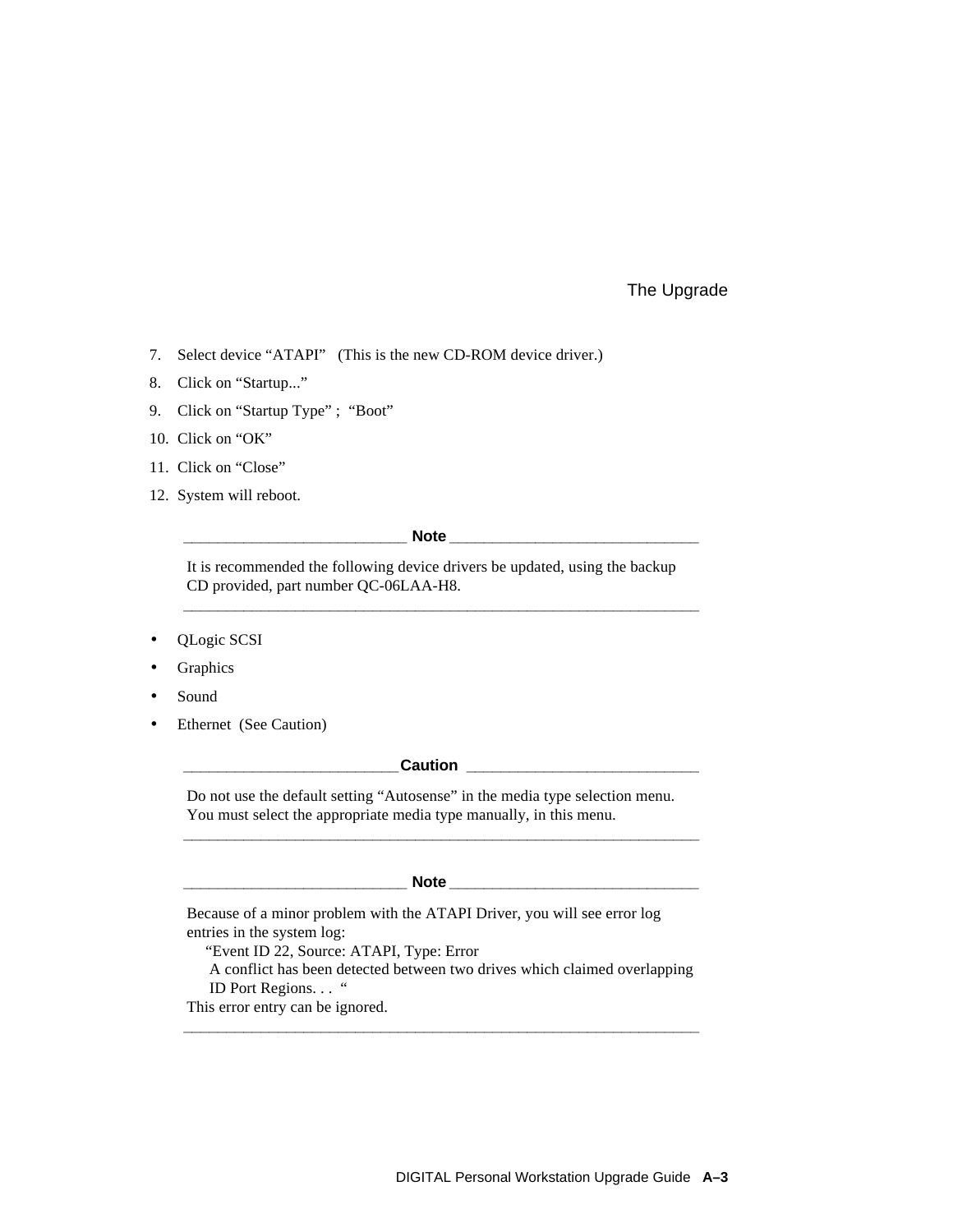7. Select device “ATAPI”   (This is the new CD-ROM device driver.)
8. Click on “Startup...”
9. Click on “Startup Type” ;  “Boot”
10. Click on “OK”
11. Click on “Close”
12. System will reboot.

---

**Note**

It is recommended the following device drivers be updated, using the backup CD provided, part number QC-06LAA-H8.

---

- QLogic SCSI
- Graphics
- Sound
- Ethernet  (See Caution)

---

**Caution**

Do not use the default setting “Autosense” in the media type selection menu. You must select the appropriate media type manually, in this menu.

---

**Note**

Because of a minor problem with the ATAPI Driver, you will see error log entries in the system log:

“Event ID 22, Source: ATAPI, Type: Error
A conflict has been detected between two drives which claimed overlapping ID Port Regions. . .  “

This error entry can be ignored.

---